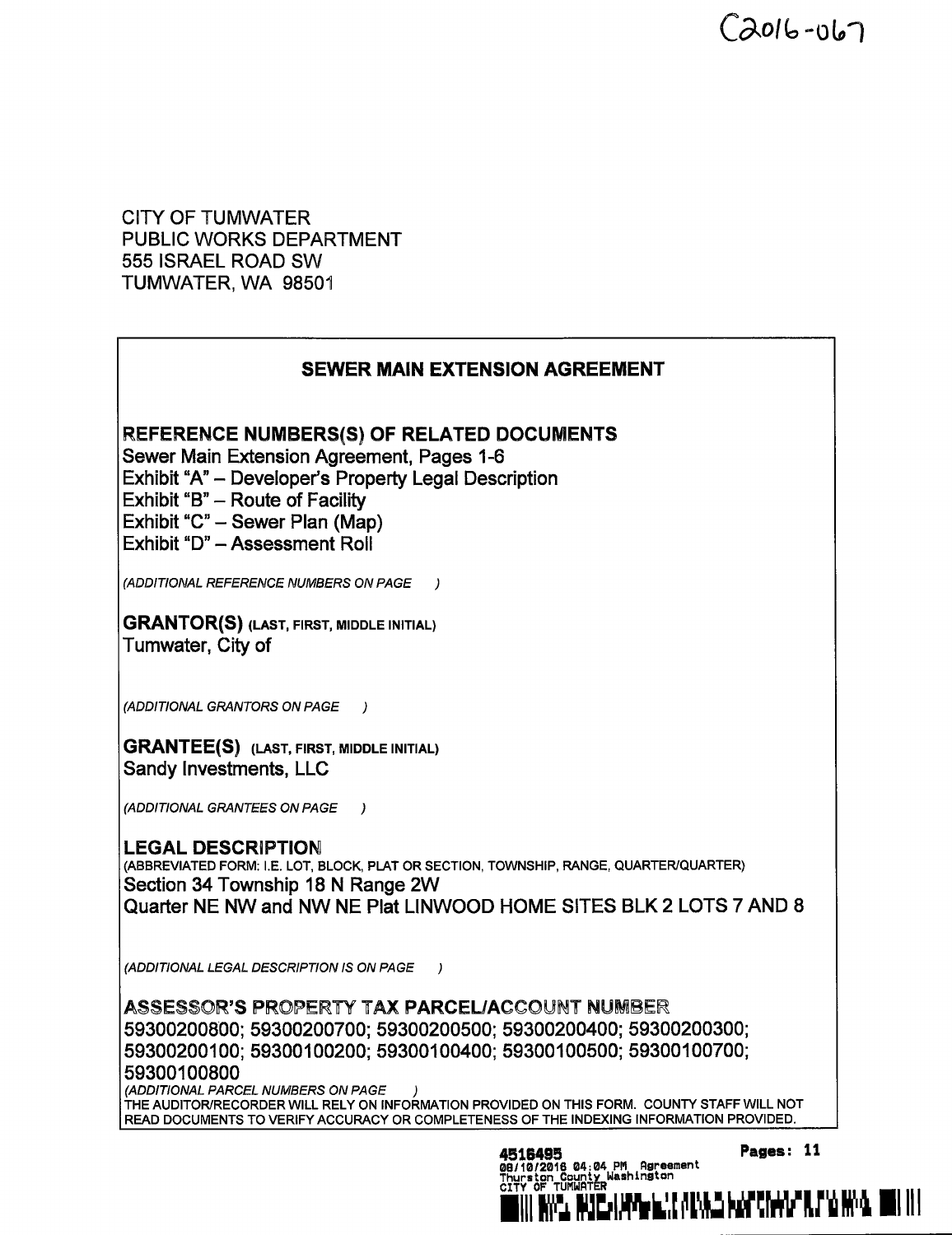C2016-067

CITY OF TUMWATER
PUBLIC WORKS DEPARTMENT
555 ISRAEL ROAD SW
TUMWATER, WA 98501

## SEWER MAIN EXTENSION AGREEMENT

**REFERENCE NUMBERS(S) OF RELATED DOCUMENTS**

Sewer Main Extension Agreement, Pages 1-6
Exhibit "A" – Developer's Property Legal Description
Exhibit "B" – Route of Facility
Exhibit "C" – Sewer Plan (Map)
Exhibit "D" – Assessment Roll

*(ADDITIONAL REFERENCE NUMBERS ON PAGE )*

**GRANTOR(S)** (LAST, FIRST, MIDDLE INITIAL)
Tumwater, City of

*(ADDITIONAL GRANTORS ON PAGE )*

**GRANTEE(S)** (LAST, FIRST, MIDDLE INITIAL)
Sandy Investments, LLC

*(ADDITIONAL GRANTEES ON PAGE )*

**LEGAL DESCRIPTION**
(ABBREVIATED FORM: I.E. LOT, BLOCK, PLAT OR SECTION, TOWNSHIP, RANGE, QUARTER/QUARTER)
Section 34 Township 18 N Range 2W
Quarter NE NW and NW NE Plat LINWOOD HOME SITES BLK 2 LOTS 7 AND 8

*(ADDITIONAL LEGAL DESCRIPTION IS ON PAGE )*

**ASSESSOR'S PROPERTY TAX PARCEL/ACCOUNT NUMBER**
59300200800; 59300200700; 59300200500; 59300200400; 59300200300; 59300200100; 59300100200; 59300100400; 59300100500; 59300100700; 59300100800

*(ADDITIONAL PARCEL NUMBERS ON PAGE )*
THE AUDITOR/RECORDER WILL RELY ON INFORMATION PROVIDED ON THIS FORM. COUNTY STAFF WILL NOT READ DOCUMENTS TO VERIFY ACCURACY OR COMPLETENESS OF THE INDEXING INFORMATION PROVIDED.

4516495 Pages: 11
08/10/2016 04:04 PM Agreement
Thurston County Washington
CITY OF TUMWATER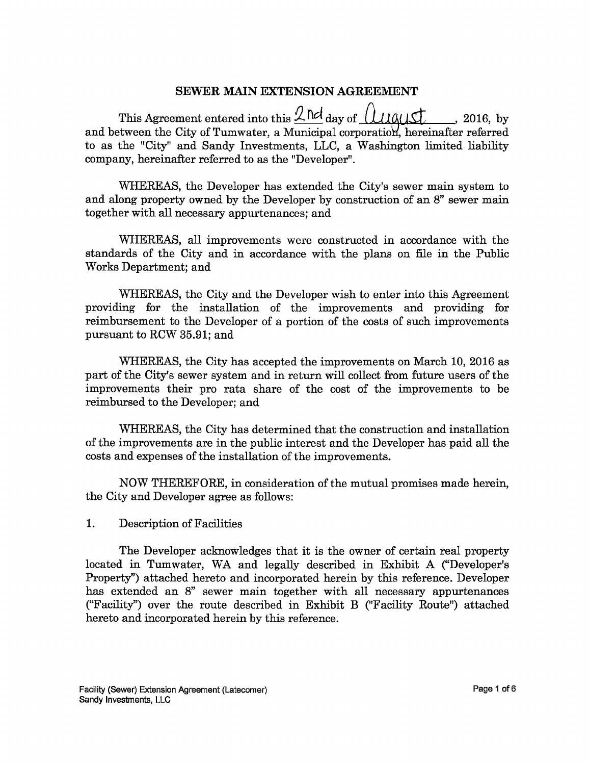# SEWER MAIN EXTENSION AGREEMENT

This Agreement entered into this 2nd day of August, 2016, by and between the City of Tumwater, a Municipal corporation, hereinafter referred to as the "City" and Sandy Investments, LLC, a Washington limited liability company, hereinafter referred to as the "Developer".

WHEREAS, the Developer has extended the City's sewer main system to and along property owned by the Developer by construction of an 8" sewer main together with all necessary appurtenances; and

WHEREAS, all improvements were constructed in accordance with the standards of the City and in accordance with the plans on file in the Public Works Department; and

WHEREAS, the City and the Developer wish to enter into this Agreement providing for the installation of the improvements and providing for reimbursement to the Developer of a portion of the costs of such improvements pursuant to RCW 35.91; and

WHEREAS, the City has accepted the improvements on March 10, 2016 as part of the City's sewer system and in return will collect from future users of the improvements their pro rata share of the cost of the improvements to be reimbursed to the Developer; and

WHEREAS, the City has determined that the construction and installation of the improvements are in the public interest and the Developer has paid all the costs and expenses of the installation of the improvements.

NOW THEREFORE, in consideration of the mutual promises made herein, the City and Developer agree as follows:

1. Description of Facilities

The Developer acknowledges that it is the owner of certain real property located in Tumwater, WA and legally described in Exhibit A ("Developer's Property") attached hereto and incorporated herein by this reference. Developer has extended an 8" sewer main together with all necessary appurtenances ("Facility") over the route described in Exhibit B ("Facility Route") attached hereto and incorporated herein by this reference.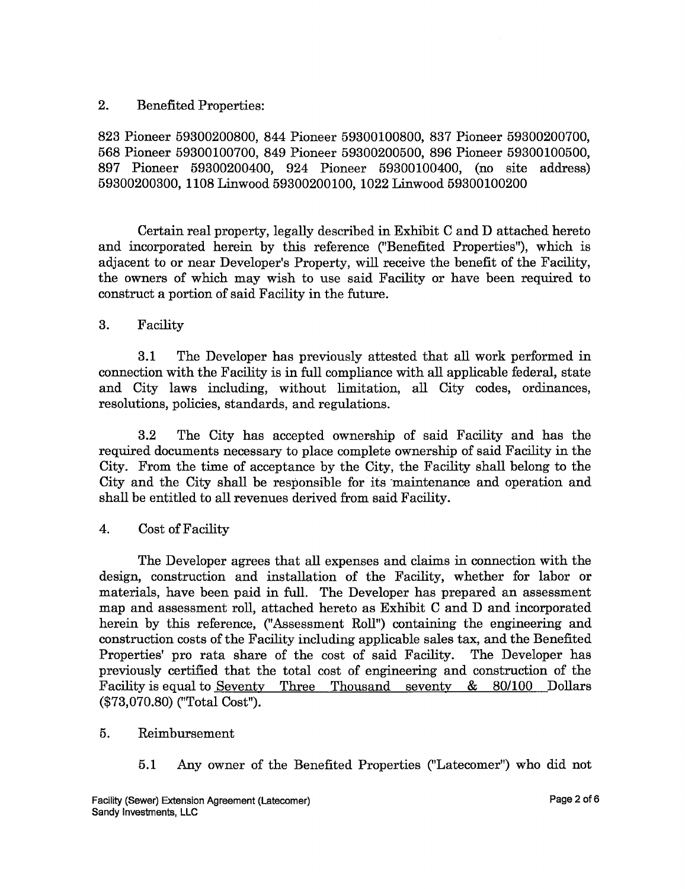2. Benefited Properties:

823 Pioneer 59300200800, 844 Pioneer 59300100800, 837 Pioneer 59300200700, 568 Pioneer 59300100700, 849 Pioneer 59300200500, 896 Pioneer 59300100500, 897 Pioneer 59300200400, 924 Pioneer 59300100400, (no site address) 59300200300, 1108 Linwood 59300200100, 1022 Linwood 59300100200

Certain real property, legally described in Exhibit C and D attached hereto and incorporated herein by this reference ("Benefited Properties"), which is adjacent to or near Developer's Property, will receive the benefit of the Facility, the owners of which may wish to use said Facility or have been required to construct a portion of said Facility in the future.

3. Facility

3.1 The Developer has previously attested that all work performed in connection with the Facility is in full compliance with all applicable federal, state and City laws including, without limitation, all City codes, ordinances, resolutions, policies, standards, and regulations.

3.2 The City has accepted ownership of said Facility and has the required documents necessary to place complete ownership of said Facility in the City. From the time of acceptance by the City, the Facility shall belong to the City and the City shall be responsible for its maintenance and operation and shall be entitled to all revenues derived from said Facility.

4. Cost of Facility

The Developer agrees that all expenses and claims in connection with the design, construction and installation of the Facility, whether for labor or materials, have been paid in full. The Developer has prepared an assessment map and assessment roll, attached hereto as Exhibit C and D and incorporated herein by this reference, ("Assessment Roll") containing the engineering and construction costs of the Facility including applicable sales tax, and the Benefited Properties' pro rata share of the cost of said Facility. The Developer has previously certified that the total cost of engineering and construction of the Facility is equal to Seventy Three Thousand seventy & 80/100 Dollars ($73,070.80) ("Total Cost").

5. Reimbursement

5.1 Any owner of the Benefited Properties ("Latecomer") who did not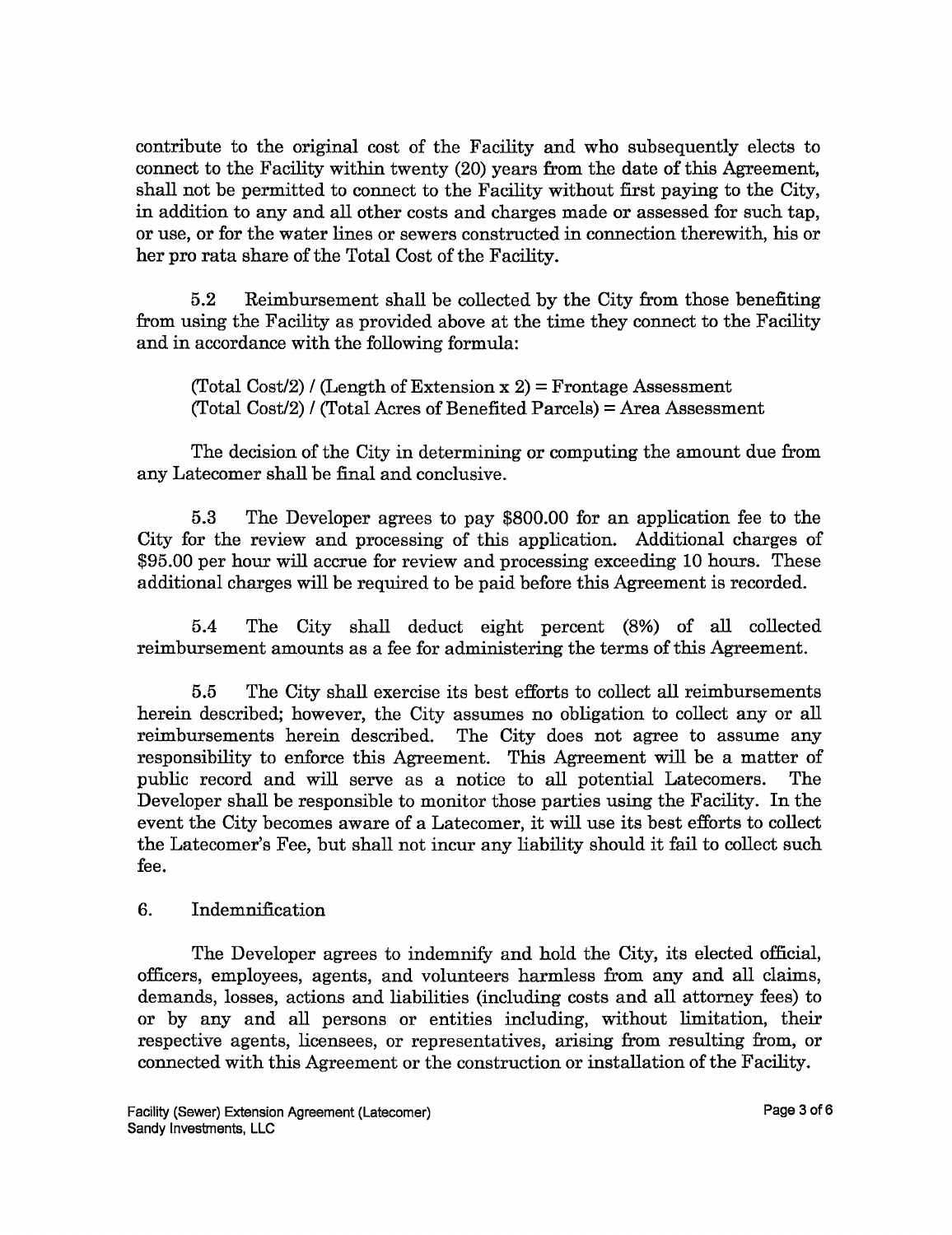contribute to the original cost of the Facility and who subsequently elects to connect to the Facility within twenty (20) years from the date of this Agreement, shall not be permitted to connect to the Facility without first paying to the City, in addition to any and all other costs and charges made or assessed for such tap, or use, or for the water lines or sewers constructed in connection therewith, his or her pro rata share of the Total Cost of the Facility.

5.2 Reimbursement shall be collected by the City from those benefiting from using the Facility as provided above at the time they connect to the Facility and in accordance with the following formula:

(Total Cost/2) / (Length of Extension x 2) = Frontage Assessment
(Total Cost/2) / (Total Acres of Benefited Parcels) = Area Assessment

The decision of the City in determining or computing the amount due from any Latecomer shall be final and conclusive.

5.3 The Developer agrees to pay $800.00 for an application fee to the City for the review and processing of this application. Additional charges of $95.00 per hour will accrue for review and processing exceeding 10 hours. These additional charges will be required to be paid before this Agreement is recorded.

5.4 The City shall deduct eight percent (8%) of all collected reimbursement amounts as a fee for administering the terms of this Agreement.

5.5 The City shall exercise its best efforts to collect all reimbursements herein described; however, the City assumes no obligation to collect any or all reimbursements herein described. The City does not agree to assume any responsibility to enforce this Agreement. This Agreement will be a matter of public record and will serve as a notice to all potential Latecomers. The Developer shall be responsible to monitor those parties using the Facility. In the event the City becomes aware of a Latecomer, it will use its best efforts to collect the Latecomer's Fee, but shall not incur any liability should it fail to collect such fee.

6. Indemnification

The Developer agrees to indemnify and hold the City, its elected official, officers, employees, agents, and volunteers harmless from any and all claims, demands, losses, actions and liabilities (including costs and all attorney fees) to or by any and all persons or entities including, without limitation, their respective agents, licensees, or representatives, arising from resulting from, or connected with this Agreement or the construction or installation of the Facility.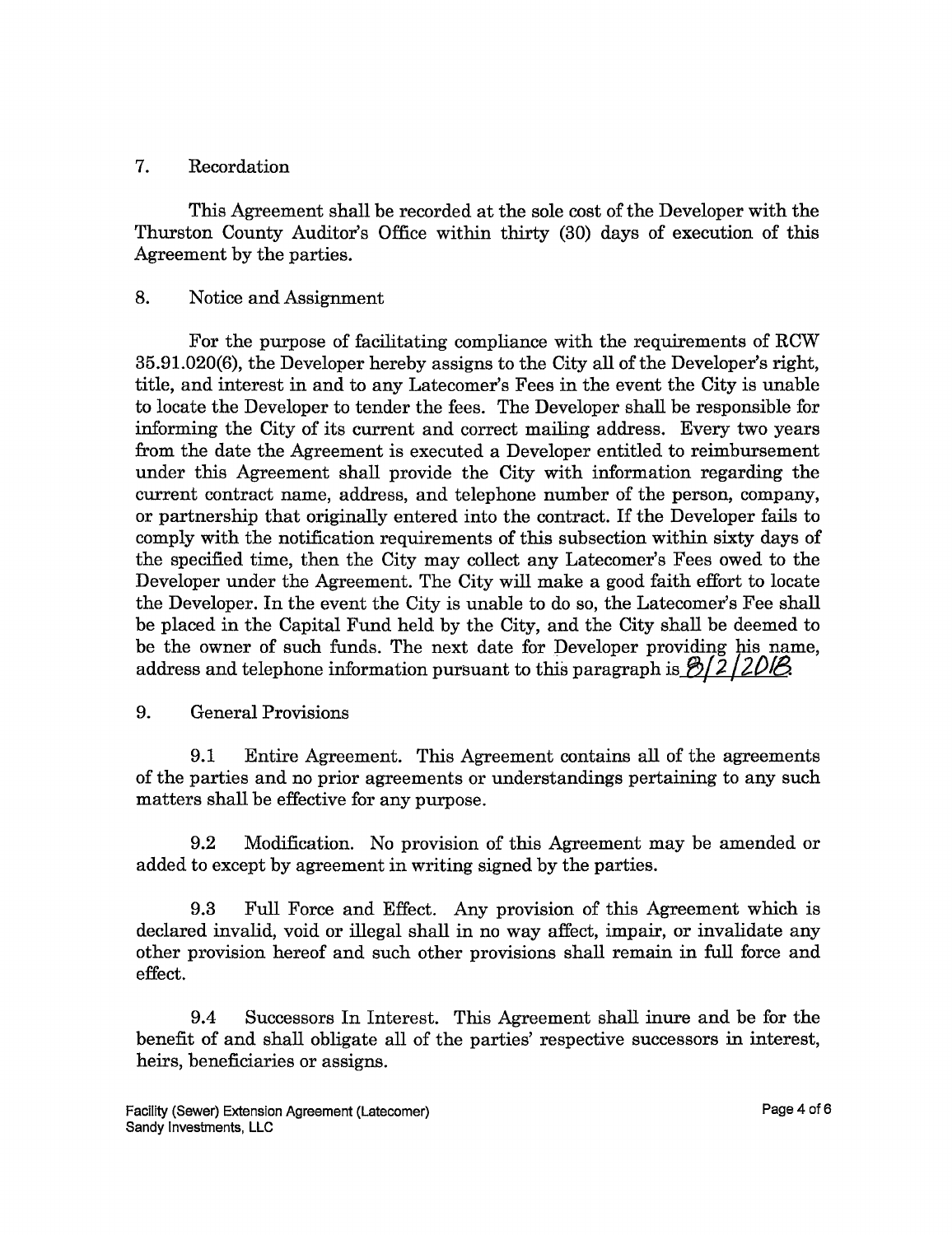## 7. Recordation

This Agreement shall be recorded at the sole cost of the Developer with the Thurston County Auditor's Office within thirty (30) days of execution of this Agreement by the parties.

## 8. Notice and Assignment

For the purpose of facilitating compliance with the requirements of RCW 35.91.020(6), the Developer hereby assigns to the City all of the Developer's right, title, and interest in and to any Latecomer's Fees in the event the City is unable to locate the Developer to tender the fees. The Developer shall be responsible for informing the City of its current and correct mailing address. Every two years from the date the Agreement is executed a Developer entitled to reimbursement under this Agreement shall provide the City with information regarding the current contract name, address, and telephone number of the person, company, or partnership that originally entered into the contract. If the Developer fails to comply with the notification requirements of this subsection within sixty days of the specified time, then the City may collect any Latecomer's Fees owed to the Developer under the Agreement. The City will make a good faith effort to locate the Developer. In the event the City is unable to do so, the Latecomer's Fee shall be placed in the Capital Fund held by the City, and the City shall be deemed to be the owner of such funds. The next date for Developer providing his name, address and telephone information pursuant to this paragraph is 8/2/2018.

## 9. General Provisions

9.1 Entire Agreement. This Agreement contains all of the agreements of the parties and no prior agreements or understandings pertaining to any such matters shall be effective for any purpose.

9.2 Modification. No provision of this Agreement may be amended or added to except by agreement in writing signed by the parties.

9.3 Full Force and Effect. Any provision of this Agreement which is declared invalid, void or illegal shall in no way affect, impair, or invalidate any other provision hereof and such other provisions shall remain in full force and effect.

9.4 Successors In Interest. This Agreement shall inure and be for the benefit of and shall obligate all of the parties' respective successors in interest, heirs, beneficiaries or assigns.

Facility (Sewer) Extension Agreement (Latecomer)
Sandy Investments, LLC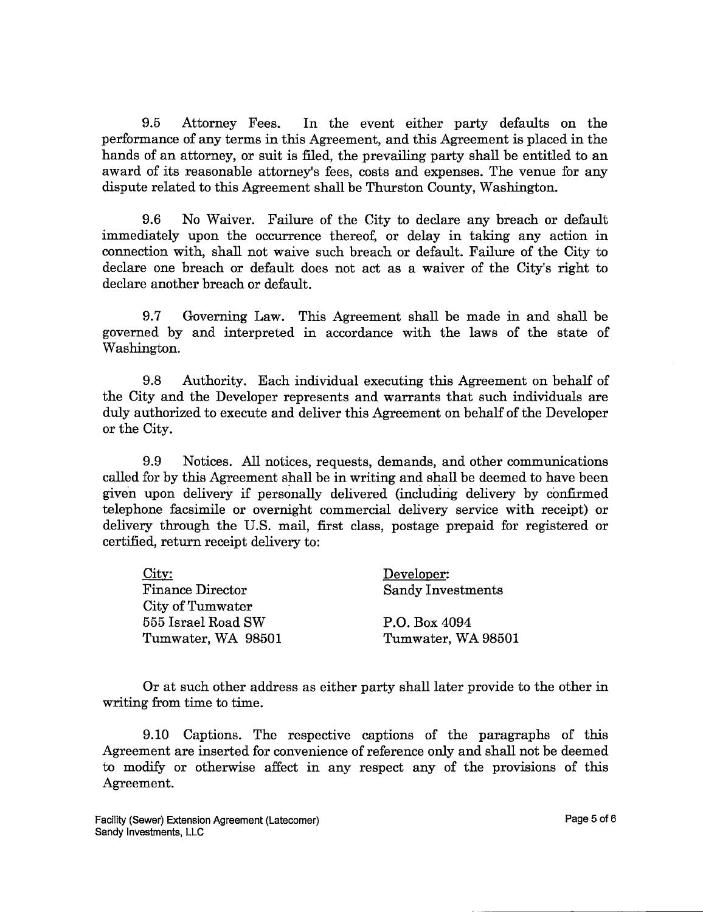9.5 Attorney Fees. In the event either party defaults on the performance of any terms in this Agreement, and this Agreement is placed in the hands of an attorney, or suit is filed, the prevailing party shall be entitled to an award of its reasonable attorney's fees, costs and expenses. The venue for any dispute related to this Agreement shall be Thurston County, Washington.

9.6 No Waiver. Failure of the City to declare any breach or default immediately upon the occurrence thereof, or delay in taking any action in connection with, shall not waive such breach or default. Failure of the City to declare one breach or default does not act as a waiver of the City's right to declare another breach or default.

9.7 Governing Law. This Agreement shall be made in and shall be governed by and interpreted in accordance with the laws of the state of Washington.

9.8 Authority. Each individual executing this Agreement on behalf of the City and the Developer represents and warrants that such individuals are duly authorized to execute and deliver this Agreement on behalf of the Developer or the City.

9.9 Notices. All notices, requests, demands, and other communications called for by this Agreement shall be in writing and shall be deemed to have been given upon delivery if personally delivered (including delivery by confirmed telephone facsimile or overnight commercial delivery service with receipt) or delivery through the U.S. mail, first class, postage prepaid for registered or certified, return receipt delivery to:

<u>City:</u>
Finance Director
City of Tumwater
555 Israel Road SW
Tumwater, WA 98501

<u>Developer:</u>
Sandy Investments

P.O. Box 4094
Tumwater, WA 98501

Or at such other address as either party shall later provide to the other in writing from time to time.

9.10 Captions. The respective captions of the paragraphs of this Agreement are inserted for convenience of reference only and shall not be deemed to modify or otherwise affect in any respect any of the provisions of this Agreement.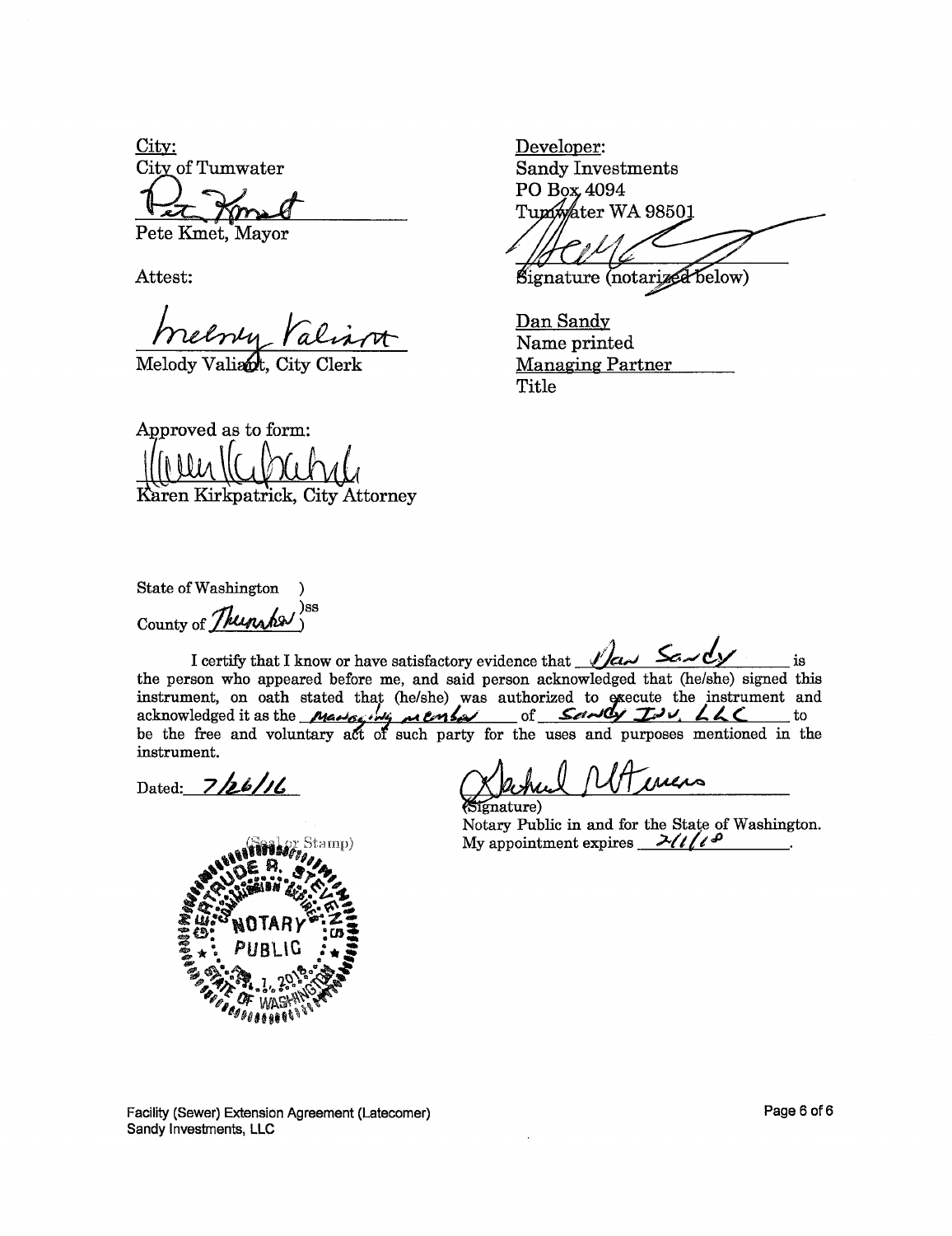City:
City of Tumwater

Pete Kmet, Mayor

Attest:

Melody Valiant, City Clerk

Approved as to form:

Karen Kirkpatrick, City Attorney

Developer:
Sandy Investments
PO Box 4094
Tumwater WA 98501

Signature (notarized below)

Dan Sandy
Name printed
Managing Partner
Title

State of Washington )
)ss
County of Thurston )

I certify that I know or have satisfactory evidence that Dan Sandy is the person who appeared before me, and said person acknowledged that (he/she) signed this instrument, on oath stated that (he/she) was authorized to execute the instrument and acknowledged it as the Managing member of Sandy Inv. LLC to be the free and voluntary act of such party for the uses and purposes mentioned in the instrument.

Dated: 7/26/16

(Signature)
Notary Public in and for the State of Washington.
My appointment expires 2/1/18.

(Seal or Stamp)

GERTRUDE R. STEVENS
NOTARY PUBLIC
STATE OF WASHINGTON
COMMISSION EXPIRES FEB. 1, 2018

Facility (Sewer) Extension Agreement (Latecomer)
Sandy Investments, LLC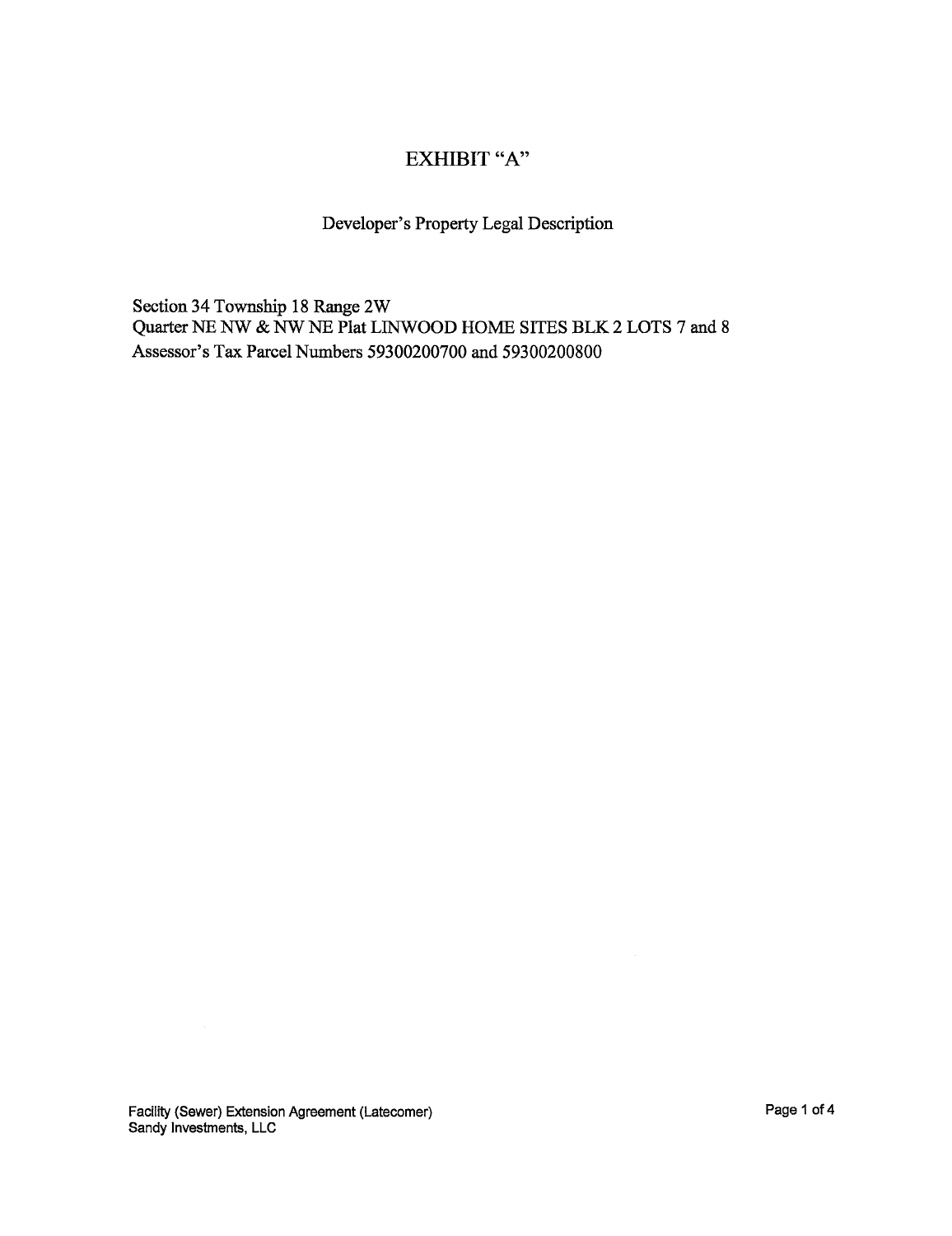# EXHIBIT "A"

## Developer's Property Legal Description

Section 34 Township 18 Range 2W
Quarter NE NW & NW NE Plat LINWOOD HOME SITES BLK 2 LOTS 7 and 8
Assessor's Tax Parcel Numbers 59300200700 and 59300200800

Facility (Sewer) Extension Agreement (Latecomer)
Sandy Investments, LLC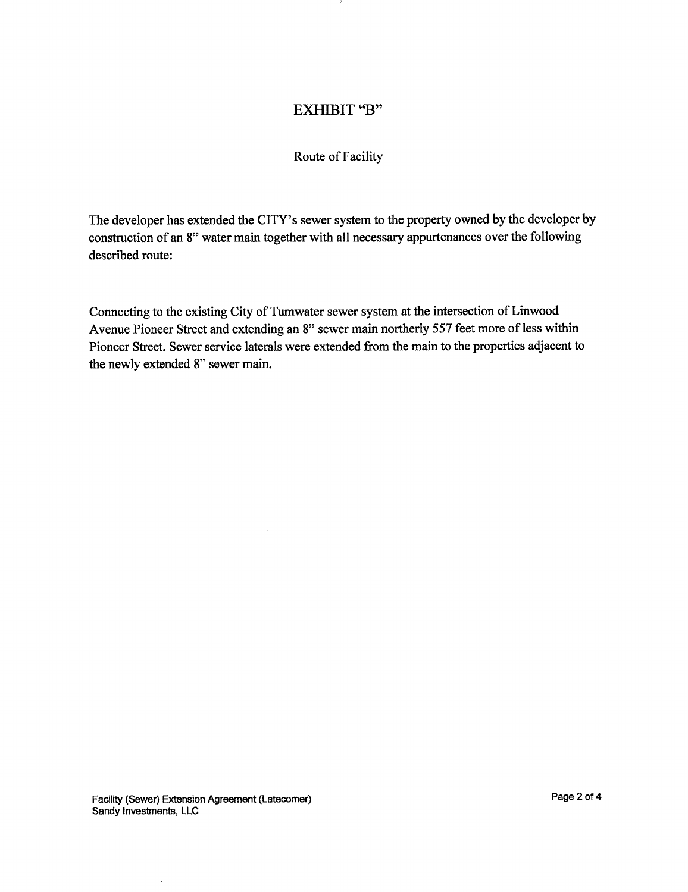# EXHIBIT "B"

Route of Facility

The developer has extended the CITY's sewer system to the property owned by the developer by construction of an 8" water main together with all necessary appurtenances over the following described route:

Connecting to the existing City of Tumwater sewer system at the intersection of Linwood Avenue Pioneer Street and extending an 8" sewer main northerly 557 feet more of less within Pioneer Street. Sewer service laterals were extended from the main to the properties adjacent to the newly extended 8" sewer main.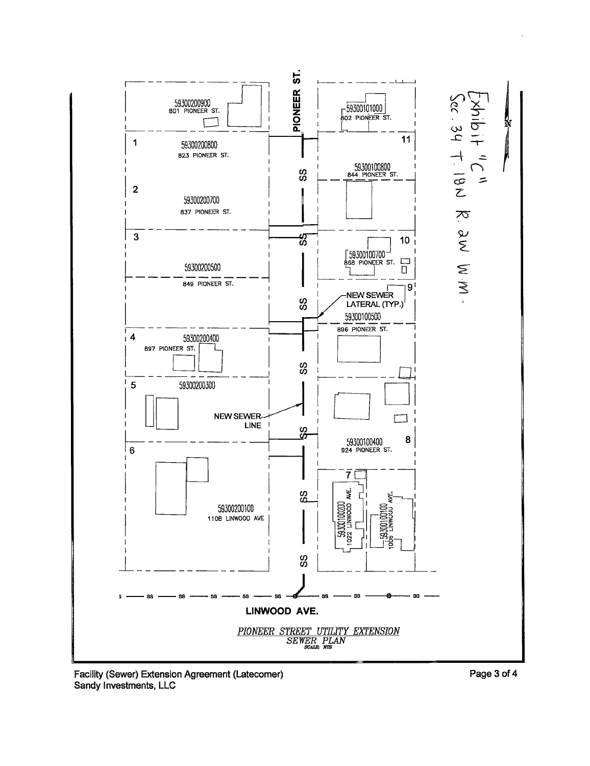Exhibit "C"
Sec. 34 T. 18N R. 2W W.M.

PIONEER ST.

59300200900
801 PIONEER ST.

59300101000
802 PIONEER ST.

1
59300200800
823 PIONEER ST.

11
59300100800
844 PIONEER ST.

2
59300200700
837 PIONEER ST.

3
59300200500
849 PIONEER ST.

10
59300100700
868 PIONEER ST.

9
NEW SEWER LATERAL (TYP.)
59300100500
896 PIONEER ST.

4
59300200400
897 PIONEER ST.

5
59300200300

NEW SEWER LINE

8
59300100400
924 PIONEER ST.

6
59300200100
1108 LINWOOD AVE

7
59300100200
1022 LINWOOD AVE.

59300100100
1006 LINWOOD AVE.

SS

LINWOOD AVE.

*PIONEER STREET UTILITY EXTENSION*
*SEWER PLAN*
SCALE: NTS

Facility (Sewer) Extension Agreement (Latecomer)
Sandy Investments, LLC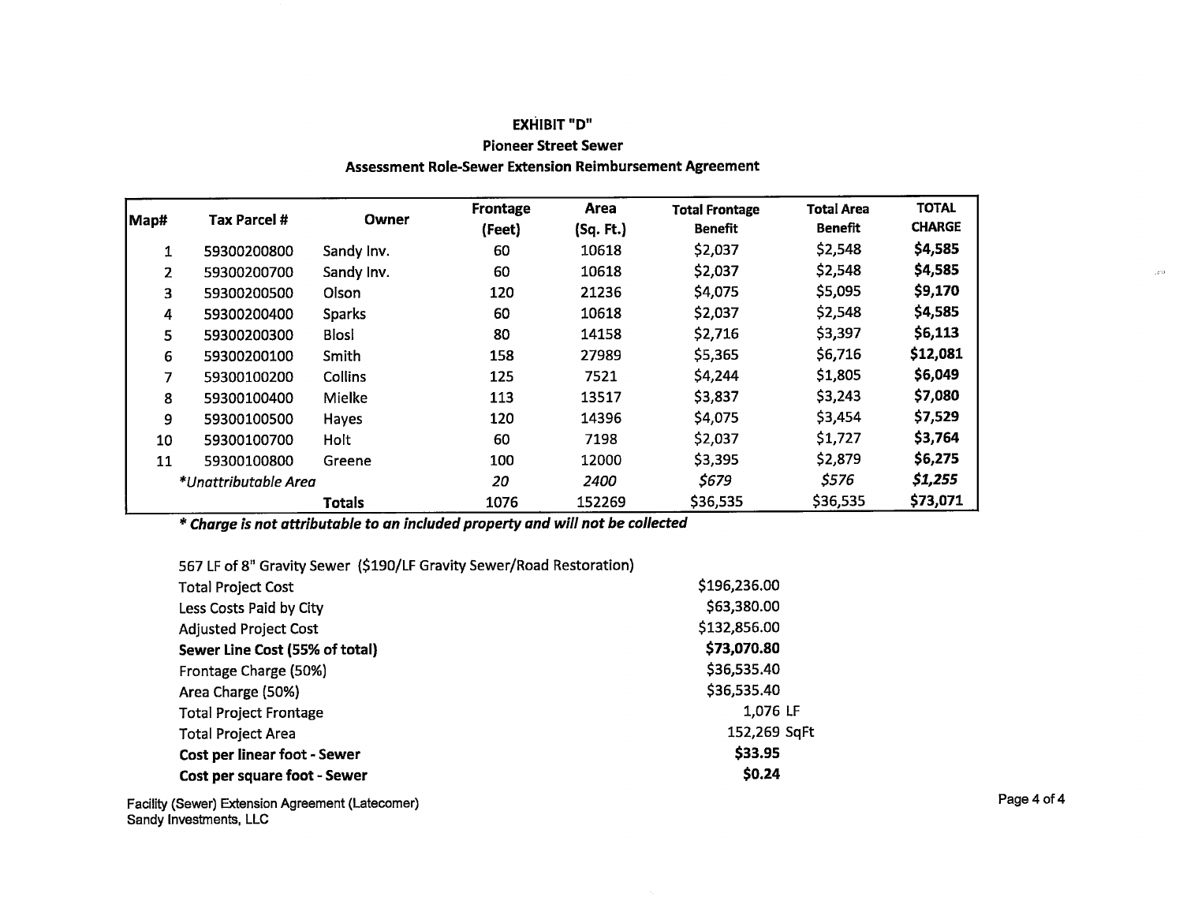# EXHIBIT "D"

## Pioneer Street Sewer

### Assessment Role-Sewer Extension Reimbursement Agreement

| Map# | Tax Parcel # | Owner | Frontage (Feet) | Area (Sq. Ft.) | Total Frontage Benefit | Total Area Benefit | TOTAL CHARGE |
|---|---|---|---|---|---|---|---|
| 1 | 59300200800 | Sandy Inv. | 60 | 10618 | $2,037 | $2,548 | **$4,585** |
| 2 | 59300200700 | Sandy Inv. | 60 | 10618 | $2,037 | $2,548 | **$4,585** |
| 3 | 59300200500 | Olson | 120 | 21236 | $4,075 | $5,095 | **$9,170** |
| 4 | 59300200400 | Sparks | 60 | 10618 | $2,037 | $2,548 | **$4,585** |
| 5 | 59300200300 | Blosl | 80 | 14158 | $2,716 | $3,397 | **$6,113** |
| 6 | 59300200100 | Smith | 158 | 27989 | $5,365 | $6,716 | **$12,081** |
| 7 | 59300100200 | Collins | 125 | 7521 | $4,244 | $1,805 | **$6,049** |
| 8 | 59300100400 | Mielke | 113 | 13517 | $3,837 | $3,243 | **$7,080** |
| 9 | 59300100500 | Hayes | 120 | 14396 | $4,075 | $3,454 | **$7,529** |
| 10 | 59300100700 | Holt | 60 | 7198 | $2,037 | $1,727 | **$3,764** |
| 11 | 59300100800 | Greene | 100 | 12000 | $3,395 | $2,879 | **$6,275** |
| | *\*Unattributable Area* | | *20* | *2400* | *$679* | *$576* | ***$1,255*** |
| | | **Totals** | 1076 | 152269 | $36,535 | $36,535 | **$73,071** |

***\* Charge is not attributable to an included property and will not be collected***

567 LF of 8" Gravity Sewer ($190/LF Gravity Sewer/Road Restoration)

| | |
|---|---|
| Total Project Cost | $196,236.00 |
| Less Costs Paid by City | $63,380.00 |
| Adjusted Project Cost | $132,856.00 |
| **Sewer Line Cost (55% of total)** | **$73,070.80** |
| Frontage Charge (50%) | $36,535.40 |
| Area Charge (50%) | $36,535.40 |
| Total Project Frontage | 1,076 LF |
| Total Project Area | 152,269 SqFt |
| **Cost per linear foot - Sewer** | **$33.95** |
| **Cost per square foot - Sewer** | **$0.24** |

Facility (Sewer) Extension Agreement (Latecomer)
Sandy Investments, LLC